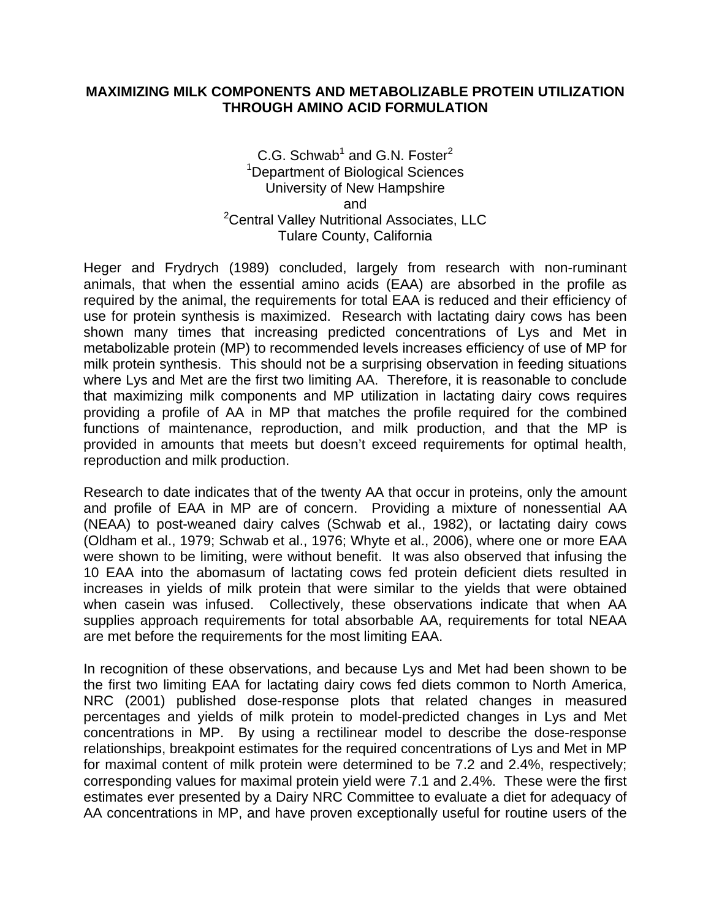# MAXIMIZING MILK COMPONENTS AND METABOLIZABLE PROTEIN UTILIZATION THROUGH AMINO ACID FORMULATION

C.G. Schwab[1] and G.N. Foster[2]
[1]Department of Biological Sciences
University of New Hampshire
and
[2]Central Valley Nutritional Associates, LLC
Tulare County, California

Heger and Frydrych (1989) concluded, largely from research with non-ruminant animals, that when the essential amino acids (EAA) are absorbed in the profile as required by the animal, the requirements for total EAA is reduced and their efficiency of use for protein synthesis is maximized. Research with lactating dairy cows has been shown many times that increasing predicted concentrations of Lys and Met in metabolizable protein (MP) to recommended levels increases efficiency of use of MP for milk protein synthesis. This should not be a surprising observation in feeding situations where Lys and Met are the first two limiting AA. Therefore, it is reasonable to conclude that maximizing milk components and MP utilization in lactating dairy cows requires providing a profile of AA in MP that matches the profile required for the combined functions of maintenance, reproduction, and milk production, and that the MP is provided in amounts that meets but doesn't exceed requirements for optimal health, reproduction and milk production.

Research to date indicates that of the twenty AA that occur in proteins, only the amount and profile of EAA in MP are of concern. Providing a mixture of nonessential AA (NEAA) to post-weaned dairy calves (Schwab et al., 1982), or lactating dairy cows (Oldham et al., 1979; Schwab et al., 1976; Whyte et al., 2006), where one or more EAA were shown to be limiting, were without benefit. It was also observed that infusing the 10 EAA into the abomasum of lactating cows fed protein deficient diets resulted in increases in yields of milk protein that were similar to the yields that were obtained when casein was infused. Collectively, these observations indicate that when AA supplies approach requirements for total absorbable AA, requirements for total NEAA are met before the requirements for the most limiting EAA.

In recognition of these observations, and because Lys and Met had been shown to be the first two limiting EAA for lactating dairy cows fed diets common to North America, NRC (2001) published dose-response plots that related changes in measured percentages and yields of milk protein to model-predicted changes in Lys and Met concentrations in MP. By using a rectilinear model to describe the dose-response relationships, breakpoint estimates for the required concentrations of Lys and Met in MP for maximal content of milk protein were determined to be 7.2 and 2.4%, respectively; corresponding values for maximal protein yield were 7.1 and 2.4%. These were the first estimates ever presented by a Dairy NRC Committee to evaluate a diet for adequacy of AA concentrations in MP, and have proven exceptionally useful for routine users of the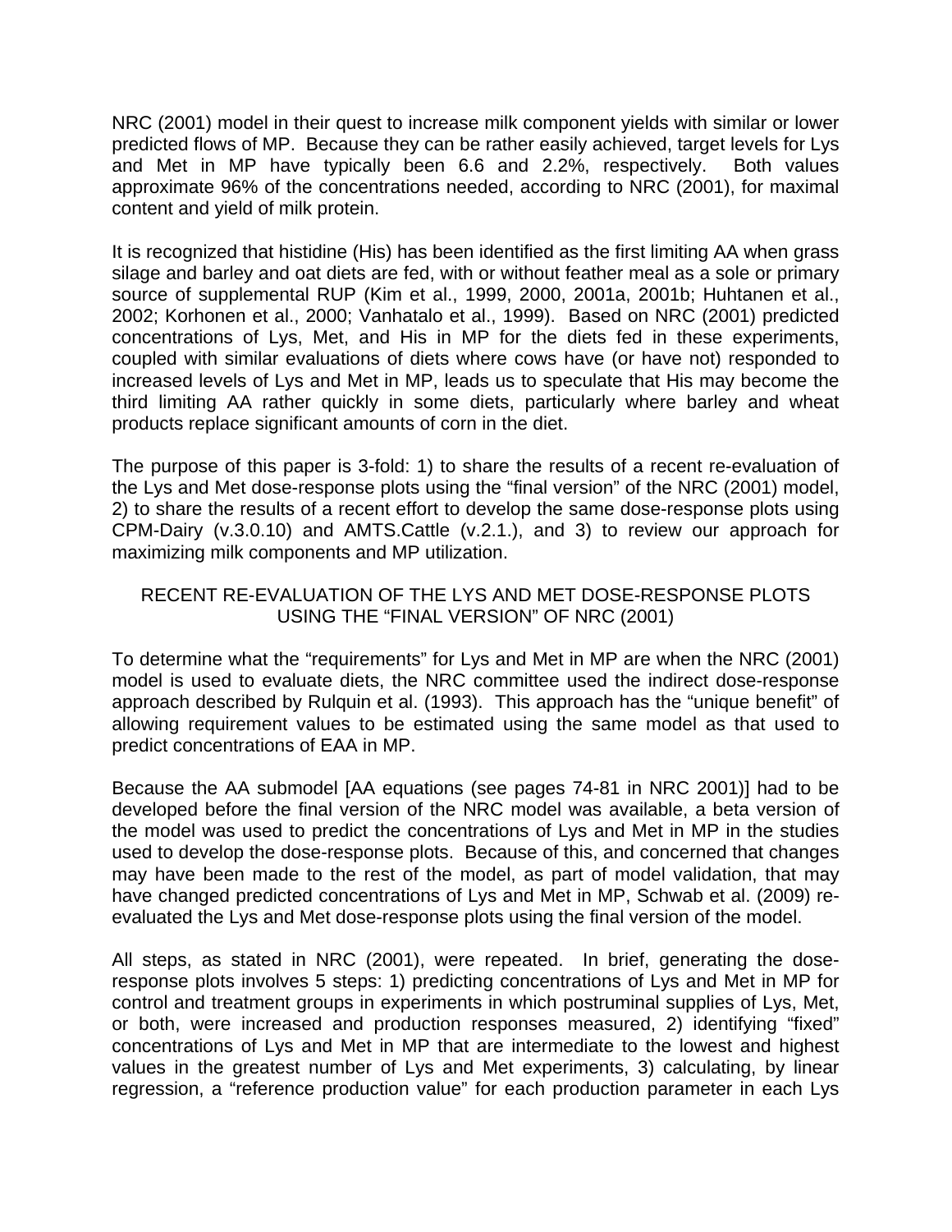NRC (2001) model in their quest to increase milk component yields with similar or lower predicted flows of MP. Because they can be rather easily achieved, target levels for Lys and Met in MP have typically been 6.6 and 2.2%, respectively. Both values approximate 96% of the concentrations needed, according to NRC (2001), for maximal content and yield of milk protein.

It is recognized that histidine (His) has been identified as the first limiting AA when grass silage and barley and oat diets are fed, with or without feather meal as a sole or primary source of supplemental RUP (Kim et al., 1999, 2000, 2001a, 2001b; Huhtanen et al., 2002; Korhonen et al., 2000; Vanhatalo et al., 1999). Based on NRC (2001) predicted concentrations of Lys, Met, and His in MP for the diets fed in these experiments, coupled with similar evaluations of diets where cows have (or have not) responded to increased levels of Lys and Met in MP, leads us to speculate that His may become the third limiting AA rather quickly in some diets, particularly where barley and wheat products replace significant amounts of corn in the diet.

The purpose of this paper is 3-fold: 1) to share the results of a recent re-evaluation of the Lys and Met dose-response plots using the "final version" of the NRC (2001) model, 2) to share the results of a recent effort to develop the same dose-response plots using CPM-Dairy (v.3.0.10) and AMTS.Cattle (v.2.1.), and 3) to review our approach for maximizing milk components and MP utilization.

## RECENT RE-EVALUATION OF THE LYS AND MET DOSE-RESPONSE PLOTS USING THE "FINAL VERSION" OF NRC (2001)

To determine what the "requirements" for Lys and Met in MP are when the NRC (2001) model is used to evaluate diets, the NRC committee used the indirect dose-response approach described by Rulquin et al. (1993). This approach has the "unique benefit" of allowing requirement values to be estimated using the same model as that used to predict concentrations of EAA in MP.

Because the AA submodel [AA equations (see pages 74-81 in NRC 2001)] had to be developed before the final version of the NRC model was available, a beta version of the model was used to predict the concentrations of Lys and Met in MP in the studies used to develop the dose-response plots. Because of this, and concerned that changes may have been made to the rest of the model, as part of model validation, that may have changed predicted concentrations of Lys and Met in MP, Schwab et al. (2009) re-evaluated the Lys and Met dose-response plots using the final version of the model.

All steps, as stated in NRC (2001), were repeated. In brief, generating the dose-response plots involves 5 steps: 1) predicting concentrations of Lys and Met in MP for control and treatment groups in experiments in which postruminal supplies of Lys, Met, or both, were increased and production responses measured, 2) identifying "fixed" concentrations of Lys and Met in MP that are intermediate to the lowest and highest values in the greatest number of Lys and Met experiments, 3) calculating, by linear regression, a "reference production value" for each production parameter in each Lys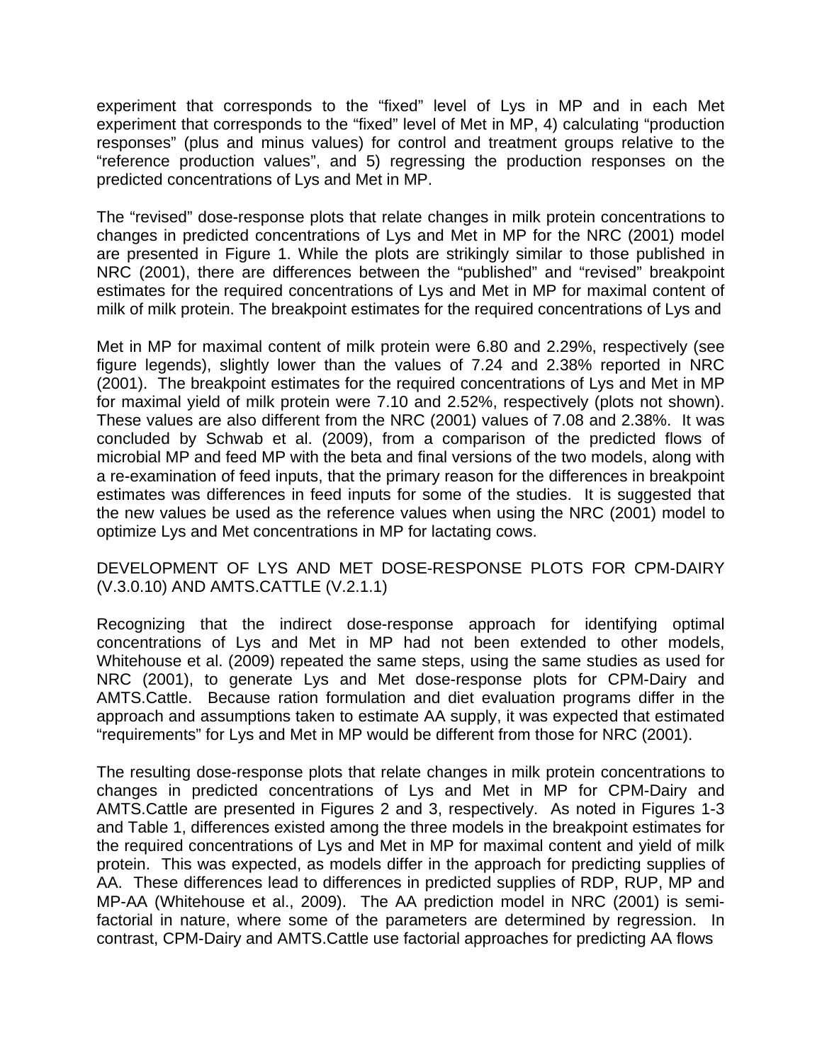experiment that corresponds to the "fixed" level of Lys in MP and in each Met experiment that corresponds to the "fixed" level of Met in MP, 4) calculating "production responses" (plus and minus values) for control and treatment groups relative to the "reference production values", and 5) regressing the production responses on the predicted concentrations of Lys and Met in MP.

The "revised" dose-response plots that relate changes in milk protein concentrations to changes in predicted concentrations of Lys and Met in MP for the NRC (2001) model are presented in Figure 1. While the plots are strikingly similar to those published in NRC (2001), there are differences between the "published" and "revised" breakpoint estimates for the required concentrations of Lys and Met in MP for maximal content of milk of milk protein. The breakpoint estimates for the required concentrations of Lys and Met in MP for maximal content of milk protein were 6.80 and 2.29%, respectively (see figure legends), slightly lower than the values of 7.24 and 2.38% reported in NRC (2001). The breakpoint estimates for the required concentrations of Lys and Met in MP for maximal yield of milk protein were 7.10 and 2.52%, respectively (plots not shown). These values are also different from the NRC (2001) values of 7.08 and 2.38%. It was concluded by Schwab et al. (2009), from a comparison of the predicted flows of microbial MP and feed MP with the beta and final versions of the two models, along with a re-examination of feed inputs, that the primary reason for the differences in breakpoint estimates was differences in feed inputs for some of the studies. It is suggested that the new values be used as the reference values when using the NRC (2001) model to optimize Lys and Met concentrations in MP for lactating cows.

## DEVELOPMENT OF LYS AND MET DOSE-RESPONSE PLOTS FOR CPM-DAIRY (V.3.0.10) AND AMTS.CATTLE (V.2.1.1)

Recognizing that the indirect dose-response approach for identifying optimal concentrations of Lys and Met in MP had not been extended to other models, Whitehouse et al. (2009) repeated the same steps, using the same studies as used for NRC (2001), to generate Lys and Met dose-response plots for CPM-Dairy and AMTS.Cattle. Because ration formulation and diet evaluation programs differ in the approach and assumptions taken to estimate AA supply, it was expected that estimated "requirements" for Lys and Met in MP would be different from those for NRC (2001).

The resulting dose-response plots that relate changes in milk protein concentrations to changes in predicted concentrations of Lys and Met in MP for CPM-Dairy and AMTS.Cattle are presented in Figures 2 and 3, respectively. As noted in Figures 1-3 and Table 1, differences existed among the three models in the breakpoint estimates for the required concentrations of Lys and Met in MP for maximal content and yield of milk protein. This was expected, as models differ in the approach for predicting supplies of AA. These differences lead to differences in predicted supplies of RDP, RUP, MP and MP-AA (Whitehouse et al., 2009). The AA prediction model in NRC (2001) is semi-factorial in nature, where some of the parameters are determined by regression. In contrast, CPM-Dairy and AMTS.Cattle use factorial approaches for predicting AA flows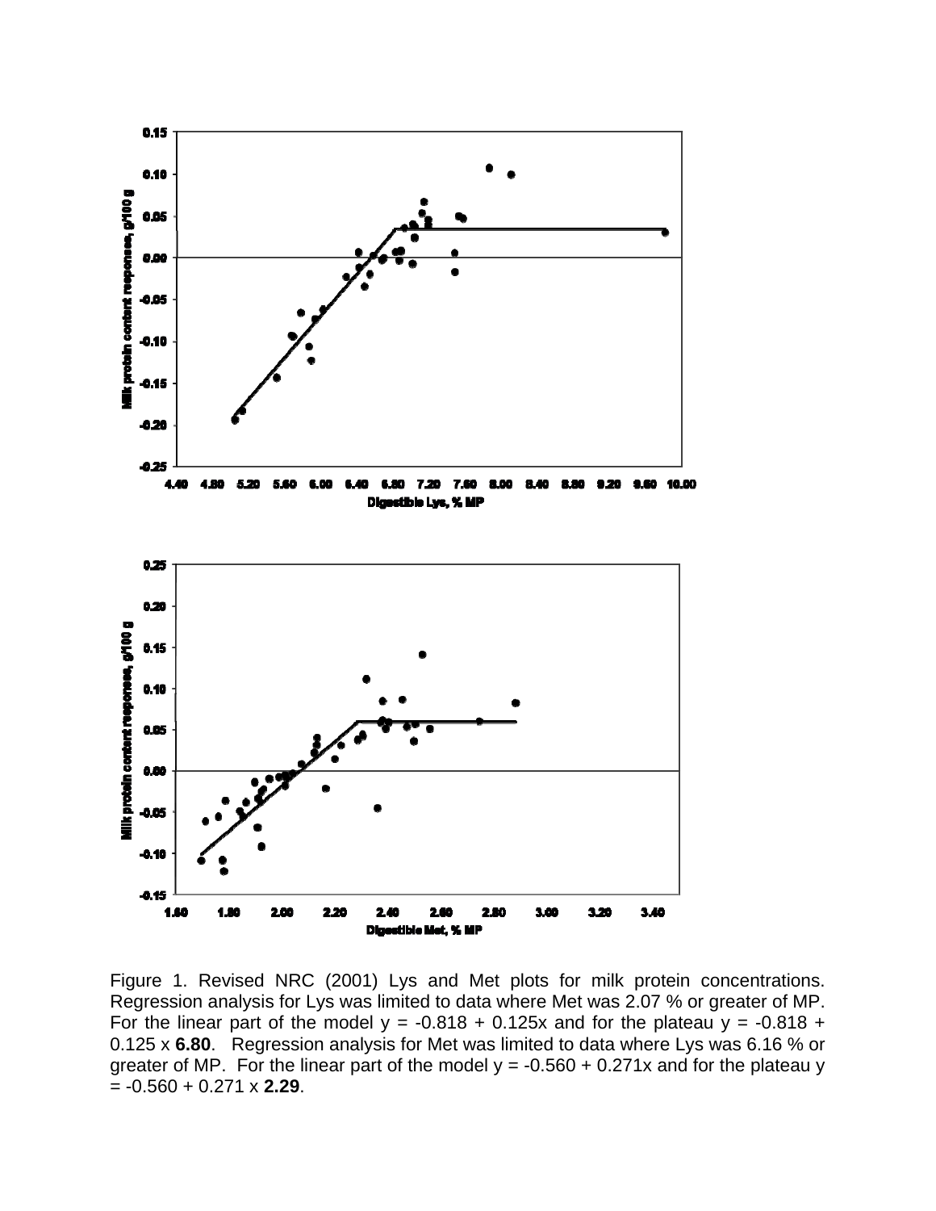Figure 1. Revised NRC (2001) Lys and Met plots for milk protein concentrations. Regression analysis for Lys was limited to data where Met was 2.07 % or greater of MP. For the linear part of the model $y = -0.818 + 0.125x$ and for the plateau $y = -0.818 + 0.125 \times \mathbf{6.80}$. Regression analysis for Met was limited to data where Lys was 6.16 % or greater of MP. For the linear part of the model $y = -0.560 + 0.271x$ and for the plateau $y = -0.560 + 0.271 \times \mathbf{2.29}$.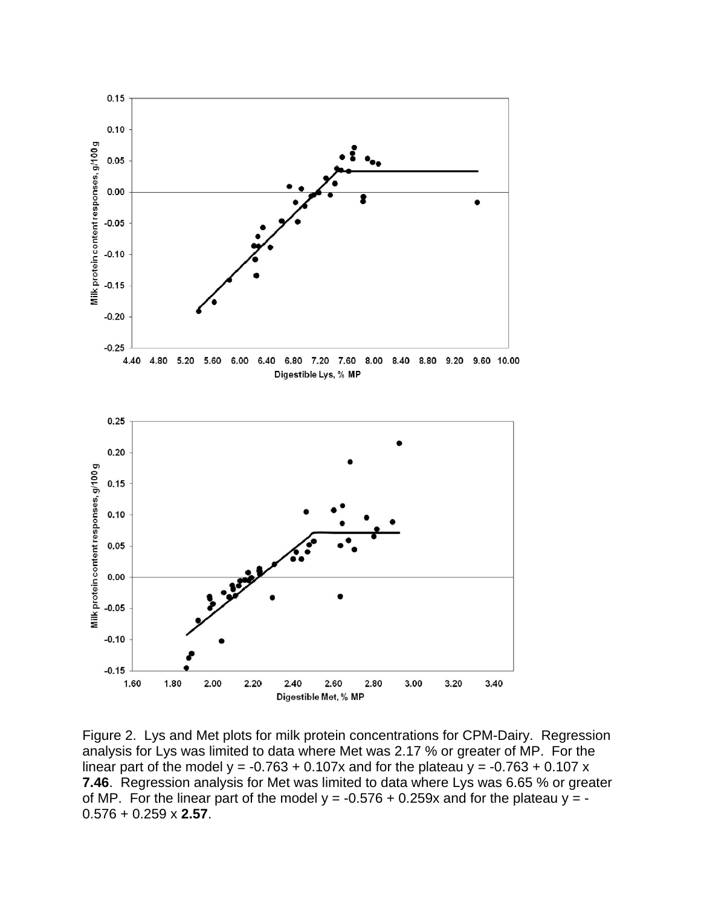Figure 2. Lys and Met plots for milk protein concentrations for CPM-Dairy. Regression analysis for Lys was limited to data where Met was 2.17 % or greater of MP. For the linear part of the model $y = -0.763 + 0.107x$ and for the plateau $y = -0.763 + 0.107 \times$ **7.46**. Regression analysis for Met was limited to data where Lys was 6.65 % or greater of MP. For the linear part of the model $y = -0.576 + 0.259x$ and for the plateau $y = -0.576 + 0.259 \times$ **2.57**.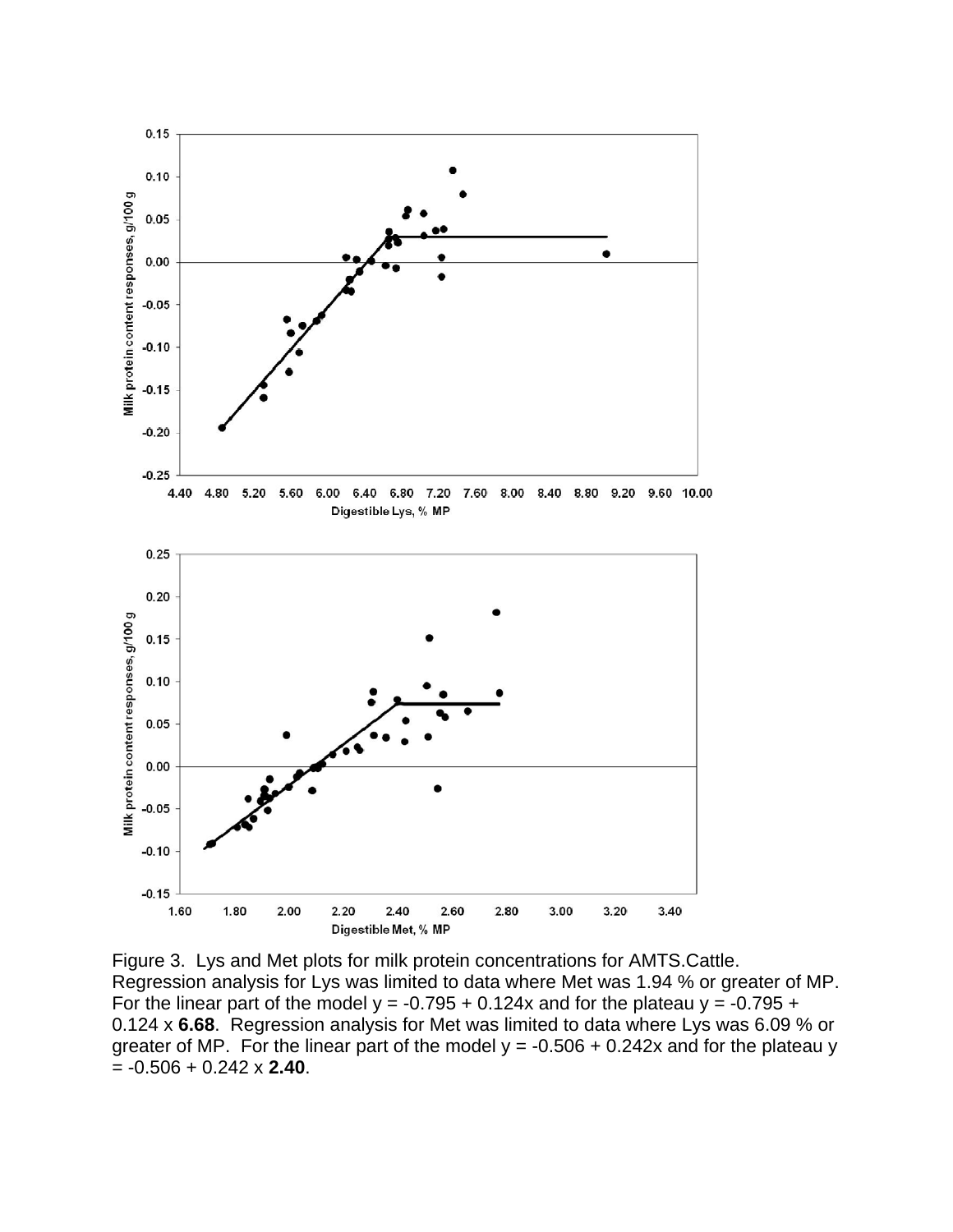Figure 3. Lys and Met plots for milk protein concentrations for AMTS.Cattle. Regression analysis for Lys was limited to data where Met was 1.94 % or greater of MP. For the linear part of the model $y = -0.795 + 0.124x$ and for the plateau $y = -0.795 + 0.124 \times$ **6.68**. Regression analysis for Met was limited to data where Lys was 6.09 % or greater of MP. For the linear part of the model $y = -0.506 + 0.242x$ and for the plateau $y = -0.506 + 0.242 \times$ **2.40**.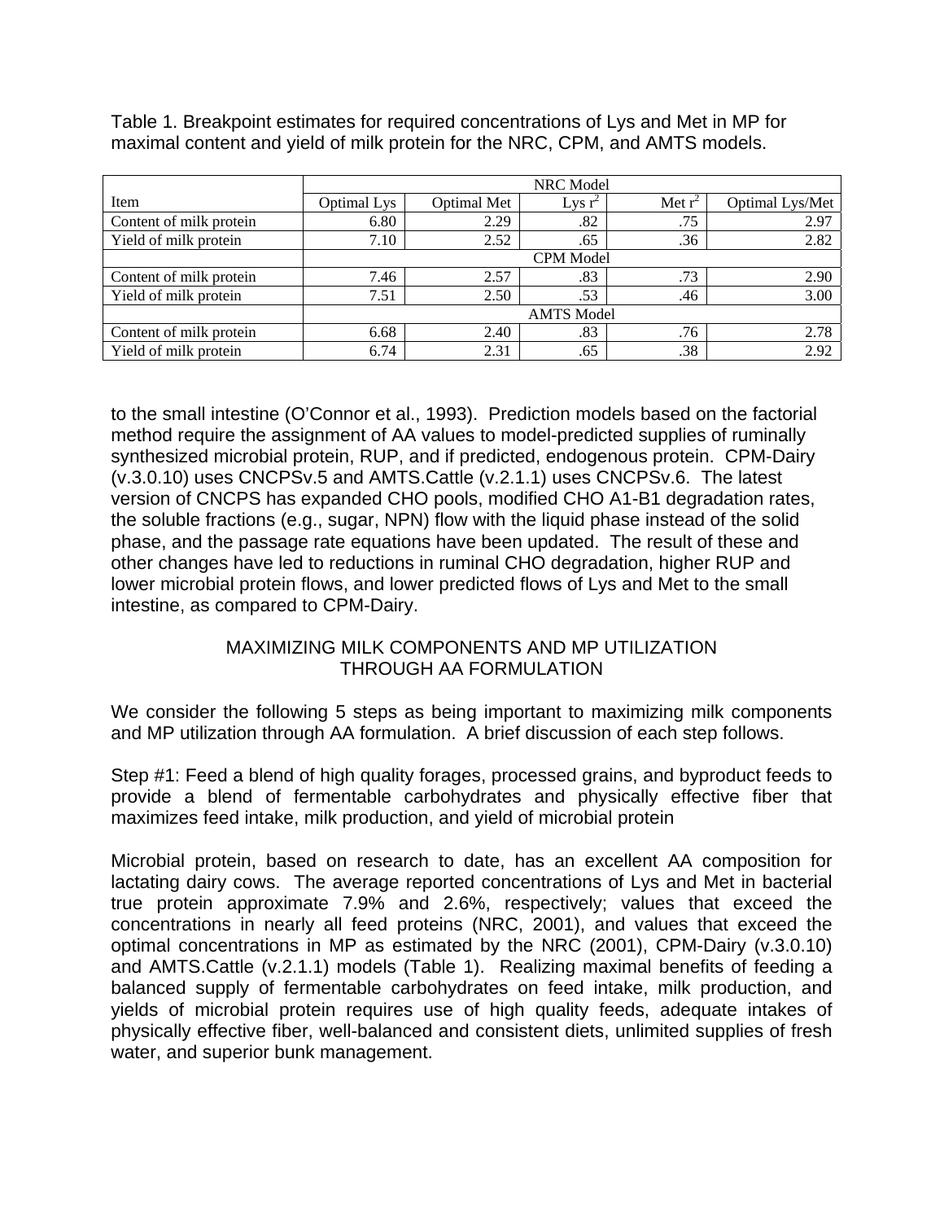Table 1. Breakpoint estimates for required concentrations of Lys and Met in MP for maximal content and yield of milk protein for the NRC, CPM, and AMTS models.

| Item | NRC Model | | | | |
|---|---|---|---|---|---|
| | Optimal Lys | Optimal Met | Lys $r^2$ | Met $r^2$ | Optimal Lys/Met |
| Content of milk protein | 6.80 | 2.29 | .82 | .75 | 2.97 |
| Yield of milk protein | 7.10 | 2.52 | .65 | .36 | 2.82 |
| | CPM Model | | | | |
| Content of milk protein | 7.46 | 2.57 | .83 | .73 | 2.90 |
| Yield of milk protein | 7.51 | 2.50 | .53 | .46 | 3.00 |
| | AMTS Model | | | | |
| Content of milk protein | 6.68 | 2.40 | .83 | .76 | 2.78 |
| Yield of milk protein | 6.74 | 2.31 | .65 | .38 | 2.92 |

to the small intestine (O'Connor et al., 1993). Prediction models based on the factorial method require the assignment of AA values to model-predicted supplies of ruminally synthesized microbial protein, RUP, and if predicted, endogenous protein. CPM-Dairy (v.3.0.10) uses CNCPSv.5 and AMTS.Cattle (v.2.1.1) uses CNCPSv.6. The latest version of CNCPS has expanded CHO pools, modified CHO A1-B1 degradation rates, the soluble fractions (e.g., sugar, NPN) flow with the liquid phase instead of the solid phase, and the passage rate equations have been updated. The result of these and other changes have led to reductions in ruminal CHO degradation, higher RUP and lower microbial protein flows, and lower predicted flows of Lys and Met to the small intestine, as compared to CPM-Dairy.

## MAXIMIZING MILK COMPONENTS AND MP UTILIZATION THROUGH AA FORMULATION

We consider the following 5 steps as being important to maximizing milk components and MP utilization through AA formulation. A brief discussion of each step follows.

Step #1: Feed a blend of high quality forages, processed grains, and byproduct feeds to provide a blend of fermentable carbohydrates and physically effective fiber that maximizes feed intake, milk production, and yield of microbial protein

Microbial protein, based on research to date, has an excellent AA composition for lactating dairy cows. The average reported concentrations of Lys and Met in bacterial true protein approximate 7.9% and 2.6%, respectively; values that exceed the concentrations in nearly all feed proteins (NRC, 2001), and values that exceed the optimal concentrations in MP as estimated by the NRC (2001), CPM-Dairy (v.3.0.10) and AMTS.Cattle (v.2.1.1) models (Table 1). Realizing maximal benefits of feeding a balanced supply of fermentable carbohydrates on feed intake, milk production, and yields of microbial protein requires use of high quality feeds, adequate intakes of physically effective fiber, well-balanced and consistent diets, unlimited supplies of fresh water, and superior bunk management.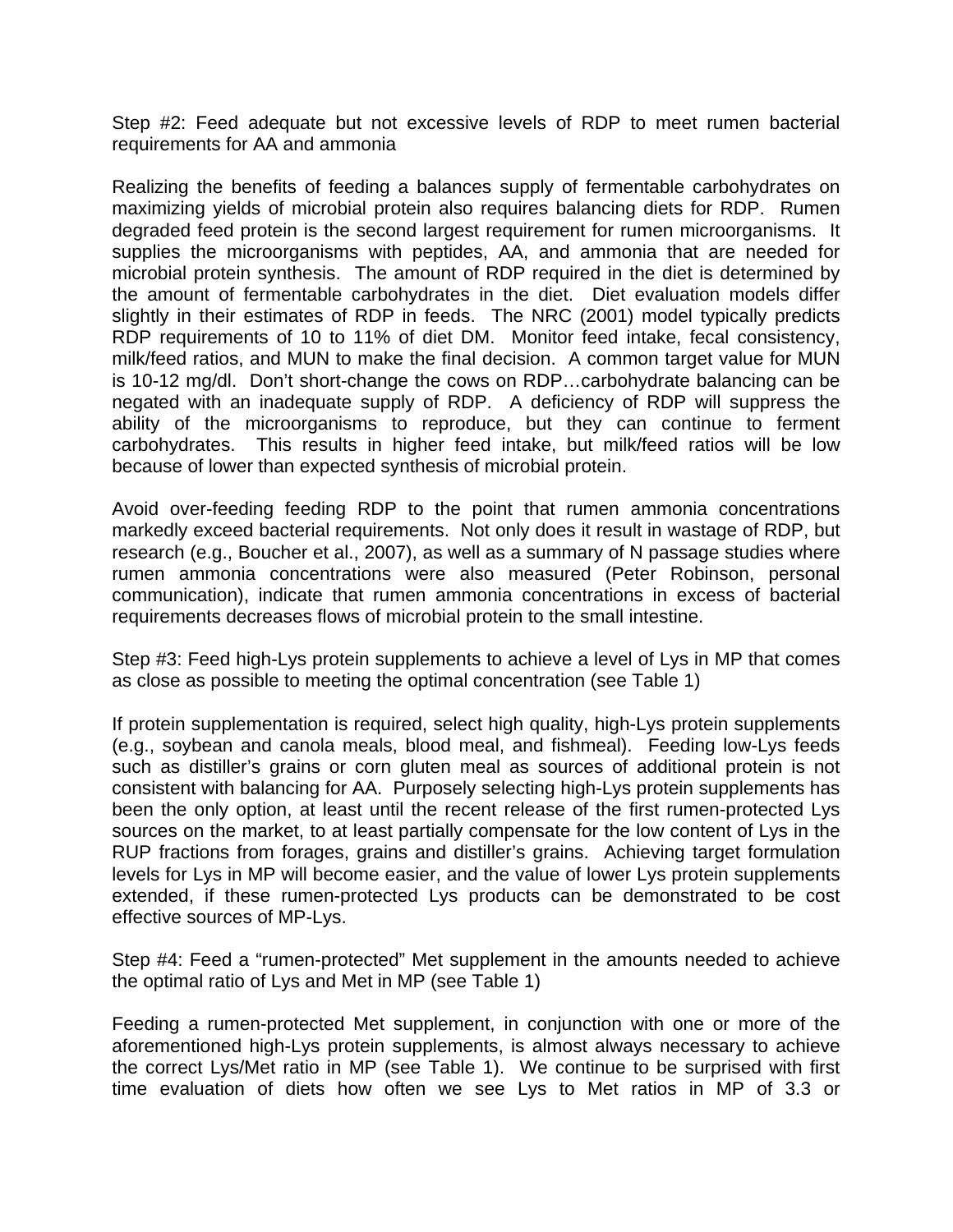Step #2: Feed adequate but not excessive levels of RDP to meet rumen bacterial requirements for AA and ammonia

Realizing the benefits of feeding a balances supply of fermentable carbohydrates on maximizing yields of microbial protein also requires balancing diets for RDP. Rumen degraded feed protein is the second largest requirement for rumen microorganisms. It supplies the microorganisms with peptides, AA, and ammonia that are needed for microbial protein synthesis. The amount of RDP required in the diet is determined by the amount of fermentable carbohydrates in the diet. Diet evaluation models differ slightly in their estimates of RDP in feeds. The NRC (2001) model typically predicts RDP requirements of 10 to 11% of diet DM. Monitor feed intake, fecal consistency, milk/feed ratios, and MUN to make the final decision. A common target value for MUN is 10-12 mg/dl. Don't short-change the cows on RDP…carbohydrate balancing can be negated with an inadequate supply of RDP. A deficiency of RDP will suppress the ability of the microorganisms to reproduce, but they can continue to ferment carbohydrates. This results in higher feed intake, but milk/feed ratios will be low because of lower than expected synthesis of microbial protein.

Avoid over-feeding feeding RDP to the point that rumen ammonia concentrations markedly exceed bacterial requirements. Not only does it result in wastage of RDP, but research (e.g., Boucher et al., 2007), as well as a summary of N passage studies where rumen ammonia concentrations were also measured (Peter Robinson, personal communication), indicate that rumen ammonia concentrations in excess of bacterial requirements decreases flows of microbial protein to the small intestine.

Step #3: Feed high-Lys protein supplements to achieve a level of Lys in MP that comes as close as possible to meeting the optimal concentration (see Table 1)

If protein supplementation is required, select high quality, high-Lys protein supplements (e.g., soybean and canola meals, blood meal, and fishmeal). Feeding low-Lys feeds such as distiller's grains or corn gluten meal as sources of additional protein is not consistent with balancing for AA. Purposely selecting high-Lys protein supplements has been the only option, at least until the recent release of the first rumen-protected Lys sources on the market, to at least partially compensate for the low content of Lys in the RUP fractions from forages, grains and distiller's grains. Achieving target formulation levels for Lys in MP will become easier, and the value of lower Lys protein supplements extended, if these rumen-protected Lys products can be demonstrated to be cost effective sources of MP-Lys.

Step #4: Feed a "rumen-protected" Met supplement in the amounts needed to achieve the optimal ratio of Lys and Met in MP (see Table 1)

Feeding a rumen-protected Met supplement, in conjunction with one or more of the aforementioned high-Lys protein supplements, is almost always necessary to achieve the correct Lys/Met ratio in MP (see Table 1). We continue to be surprised with first time evaluation of diets how often we see Lys to Met ratios in MP of 3.3 or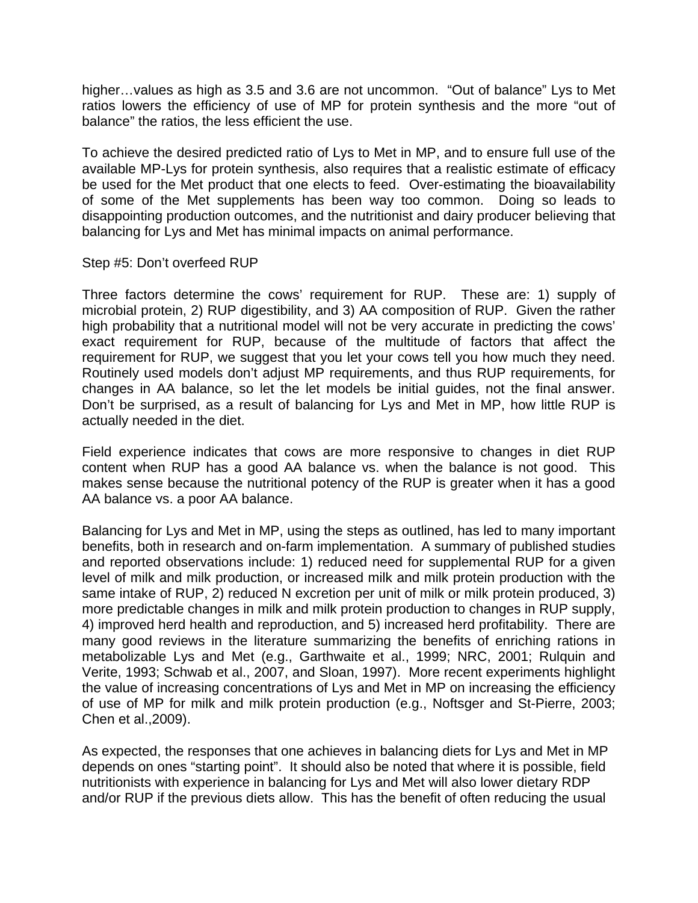higher…values as high as 3.5 and 3.6 are not uncommon. "Out of balance" Lys to Met ratios lowers the efficiency of use of MP for protein synthesis and the more "out of balance" the ratios, the less efficient the use.

To achieve the desired predicted ratio of Lys to Met in MP, and to ensure full use of the available MP-Lys for protein synthesis, also requires that a realistic estimate of efficacy be used for the Met product that one elects to feed. Over-estimating the bioavailability of some of the Met supplements has been way too common. Doing so leads to disappointing production outcomes, and the nutritionist and dairy producer believing that balancing for Lys and Met has minimal impacts on animal performance.

Step #5: Don't overfeed RUP

Three factors determine the cows' requirement for RUP. These are: 1) supply of microbial protein, 2) RUP digestibility, and 3) AA composition of RUP. Given the rather high probability that a nutritional model will not be very accurate in predicting the cows' exact requirement for RUP, because of the multitude of factors that affect the requirement for RUP, we suggest that you let your cows tell you how much they need. Routinely used models don't adjust MP requirements, and thus RUP requirements, for changes in AA balance, so let the let models be initial guides, not the final answer. Don't be surprised, as a result of balancing for Lys and Met in MP, how little RUP is actually needed in the diet.

Field experience indicates that cows are more responsive to changes in diet RUP content when RUP has a good AA balance vs. when the balance is not good. This makes sense because the nutritional potency of the RUP is greater when it has a good AA balance vs. a poor AA balance.

Balancing for Lys and Met in MP, using the steps as outlined, has led to many important benefits, both in research and on-farm implementation. A summary of published studies and reported observations include: 1) reduced need for supplemental RUP for a given level of milk and milk production, or increased milk and milk protein production with the same intake of RUP, 2) reduced N excretion per unit of milk or milk protein produced, 3) more predictable changes in milk and milk protein production to changes in RUP supply, 4) improved herd health and reproduction, and 5) increased herd profitability. There are many good reviews in the literature summarizing the benefits of enriching rations in metabolizable Lys and Met (e.g., Garthwaite et al., 1999; NRC, 2001; Rulquin and Verite, 1993; Schwab et al., 2007, and Sloan, 1997). More recent experiments highlight the value of increasing concentrations of Lys and Met in MP on increasing the efficiency of use of MP for milk and milk protein production (e.g., Noftsger and St-Pierre, 2003; Chen et al.,2009).

As expected, the responses that one achieves in balancing diets for Lys and Met in MP depends on ones "starting point". It should also be noted that where it is possible, field nutritionists with experience in balancing for Lys and Met will also lower dietary RDP and/or RUP if the previous diets allow. This has the benefit of often reducing the usual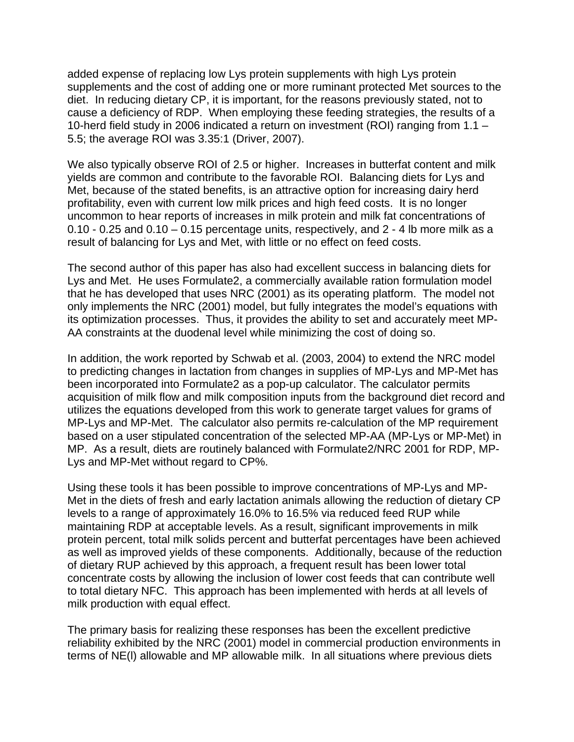added expense of replacing low Lys protein supplements with high Lys protein supplements and the cost of adding one or more ruminant protected Met sources to the diet. In reducing dietary CP, it is important, for the reasons previously stated, not to cause a deficiency of RDP. When employing these feeding strategies, the results of a 10-herd field study in 2006 indicated a return on investment (ROI) ranging from 1.1 – 5.5; the average ROI was 3.35:1 (Driver, 2007).

We also typically observe ROI of 2.5 or higher. Increases in butterfat content and milk yields are common and contribute to the favorable ROI. Balancing diets for Lys and Met, because of the stated benefits, is an attractive option for increasing dairy herd profitability, even with current low milk prices and high feed costs. It is no longer uncommon to hear reports of increases in milk protein and milk fat concentrations of 0.10 - 0.25 and 0.10 – 0.15 percentage units, respectively, and 2 - 4 lb more milk as a result of balancing for Lys and Met, with little or no effect on feed costs.

The second author of this paper has also had excellent success in balancing diets for Lys and Met. He uses Formulate2, a commercially available ration formulation model that he has developed that uses NRC (2001) as its operating platform. The model not only implements the NRC (2001) model, but fully integrates the model's equations with its optimization processes. Thus, it provides the ability to set and accurately meet MP-AA constraints at the duodenal level while minimizing the cost of doing so.

In addition, the work reported by Schwab et al. (2003, 2004) to extend the NRC model to predicting changes in lactation from changes in supplies of MP-Lys and MP-Met has been incorporated into Formulate2 as a pop-up calculator. The calculator permits acquisition of milk flow and milk composition inputs from the background diet record and utilizes the equations developed from this work to generate target values for grams of MP-Lys and MP-Met. The calculator also permits re-calculation of the MP requirement based on a user stipulated concentration of the selected MP-AA (MP-Lys or MP-Met) in MP. As a result, diets are routinely balanced with Formulate2/NRC 2001 for RDP, MP-Lys and MP-Met without regard to CP%.

Using these tools it has been possible to improve concentrations of MP-Lys and MP-Met in the diets of fresh and early lactation animals allowing the reduction of dietary CP levels to a range of approximately 16.0% to 16.5% via reduced feed RUP while maintaining RDP at acceptable levels. As a result, significant improvements in milk protein percent, total milk solids percent and butterfat percentages have been achieved as well as improved yields of these components. Additionally, because of the reduction of dietary RUP achieved by this approach, a frequent result has been lower total concentrate costs by allowing the inclusion of lower cost feeds that can contribute well to total dietary NFC. This approach has been implemented with herds at all levels of milk production with equal effect.

The primary basis for realizing these responses has been the excellent predictive reliability exhibited by the NRC (2001) model in commercial production environments in terms of NE(l) allowable and MP allowable milk. In all situations where previous diets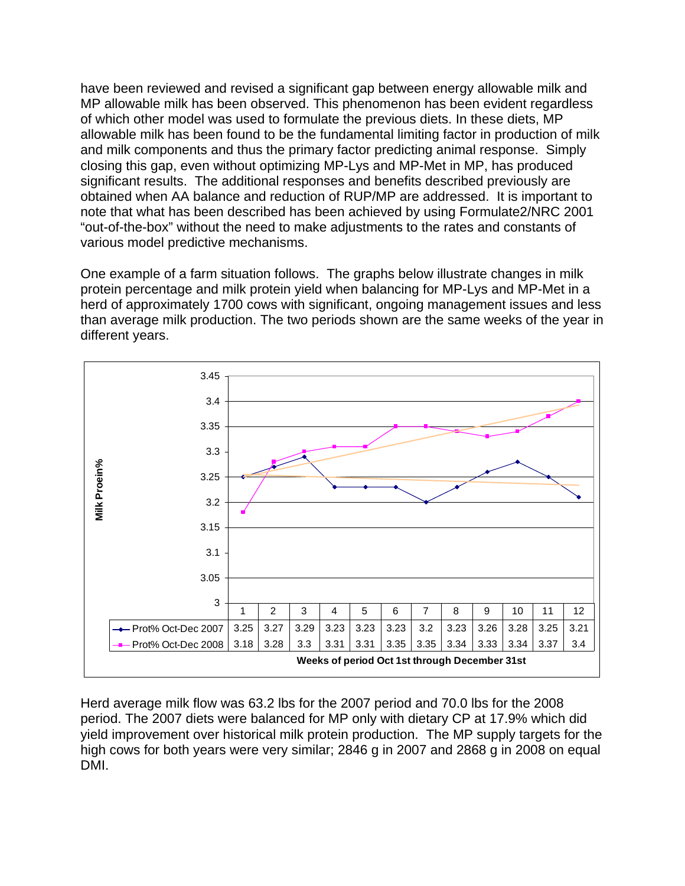have been reviewed and revised a significant gap between energy allowable milk and MP allowable milk has been observed. This phenomenon has been evident regardless of which other model was used to formulate the previous diets. In these diets, MP allowable milk has been found to be the fundamental limiting factor in production of milk and milk components and thus the primary factor predicting animal response. Simply closing this gap, even without optimizing MP-Lys and MP-Met in MP, has produced significant results. The additional responses and benefits described previously are obtained when AA balance and reduction of RUP/MP are addressed. It is important to note that what has been described has been achieved by using Formulate2/NRC 2001 "out-of-the-box" without the need to make adjustments to the rates and constants of various model predictive mechanisms.

One example of a farm situation follows. The graphs below illustrate changes in milk protein percentage and milk protein yield when balancing for MP-Lys and MP-Met in a herd of approximately 1700 cows with significant, ongoing management issues and less than average milk production. The two periods shown are the same weeks of the year in different years.

Milk Proein%

| | 1 | 2 | 3 | 4 | 5 | 6 | 7 | 8 | 9 | 10 | 11 | 12 |
|---|---|---|---|---|---|---|---|---|---|---|---|---|
| Prot% Oct-Dec 2007 | 3.25 | 3.27 | 3.29 | 3.23 | 3.23 | 3.23 | 3.2 | 3.23 | 3.26 | 3.28 | 3.25 | 3.21 |
| Prot% Oct-Dec 2008 | 3.18 | 3.28 | 3.3 | 3.31 | 3.31 | 3.35 | 3.35 | 3.34 | 3.33 | 3.34 | 3.37 | 3.4 |

Weeks of period Oct 1st through December 31st

Herd average milk flow was 63.2 lbs for the 2007 period and 70.0 lbs for the 2008 period. The 2007 diets were balanced for MP only with dietary CP at 17.9% which did yield improvement over historical milk protein production. The MP supply targets for the high cows for both years were very similar; 2846 g in 2007 and 2868 g in 2008 on equal DMI.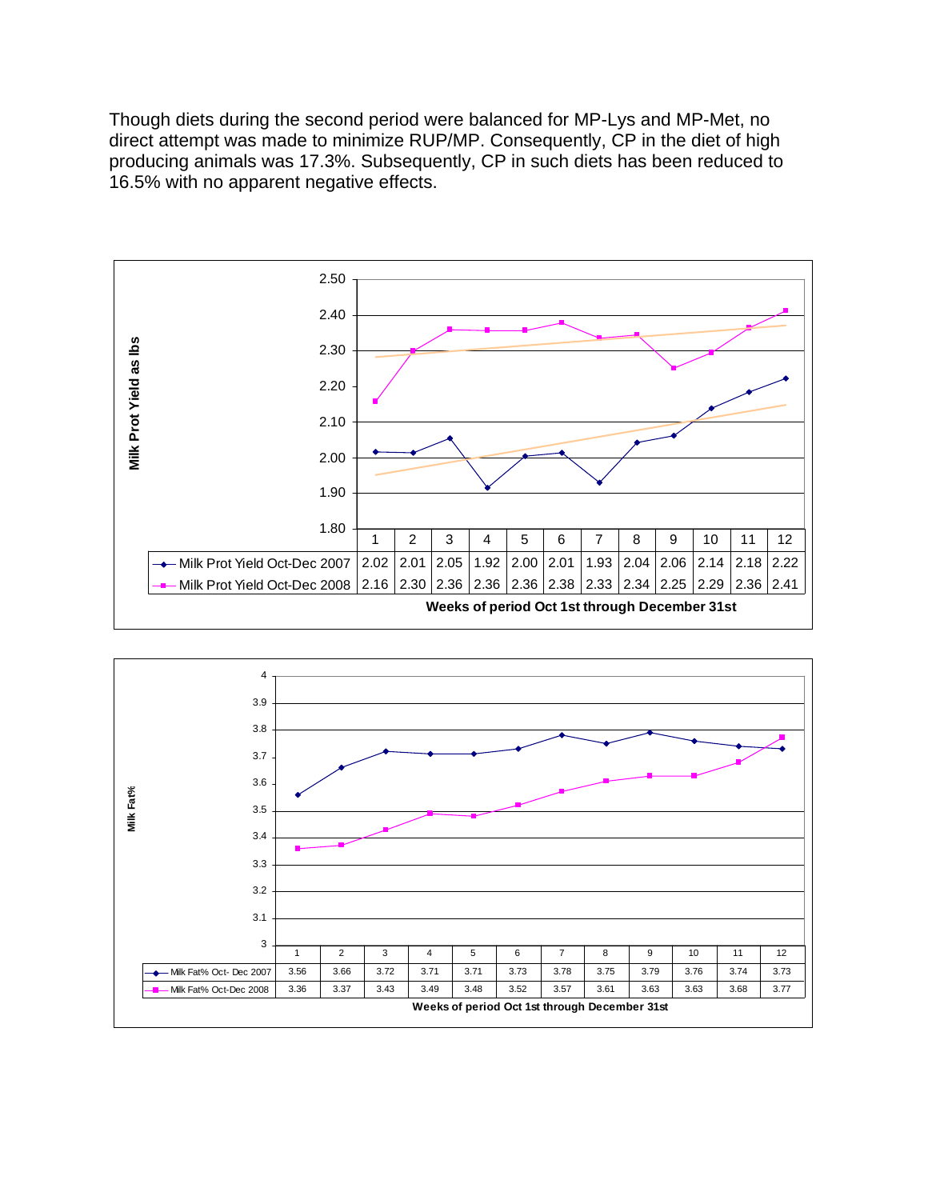Though diets during the second period were balanced for MP-Lys and MP-Met, no direct attempt was made to minimize RUP/MP. Consequently, CP in the diet of high producing animals was 17.3%. Subsequently, CP in such diets has been reduced to 16.5% with no apparent negative effects.

Milk Prot Yield as lbs

| Weeks of period Oct 1st through December 31st | 1 | 2 | 3 | 4 | 5 | 6 | 7 | 8 | 9 | 10 | 11 | 12 |
|---|---|---|---|---|---|---|---|---|---|---|---|---|
| Milk Prot Yield Oct-Dec 2007 | 2.02 | 2.01 | 2.05 | 1.92 | 2.00 | 2.01 | 1.93 | 2.04 | 2.06 | 2.14 | 2.18 | 2.22 |
| Milk Prot Yield Oct-Dec 2008 | 2.16 | 2.30 | 2.36 | 2.36 | 2.36 | 2.38 | 2.33 | 2.34 | 2.25 | 2.29 | 2.36 | 2.41 |

Milk Fat%

| Weeks of period Oct 1st through December 31st | 1 | 2 | 3 | 4 | 5 | 6 | 7 | 8 | 9 | 10 | 11 | 12 |
|---|---|---|---|---|---|---|---|---|---|---|---|---|
| Milk Fat% Oct- Dec 2007 | 3.56 | 3.66 | 3.72 | 3.71 | 3.71 | 3.73 | 3.78 | 3.75 | 3.79 | 3.76 | 3.74 | 3.73 |
| Milk Fat% Oct-Dec 2008 | 3.36 | 3.37 | 3.43 | 3.49 | 3.48 | 3.52 | 3.57 | 3.61 | 3.63 | 3.63 | 3.68 | 3.77 |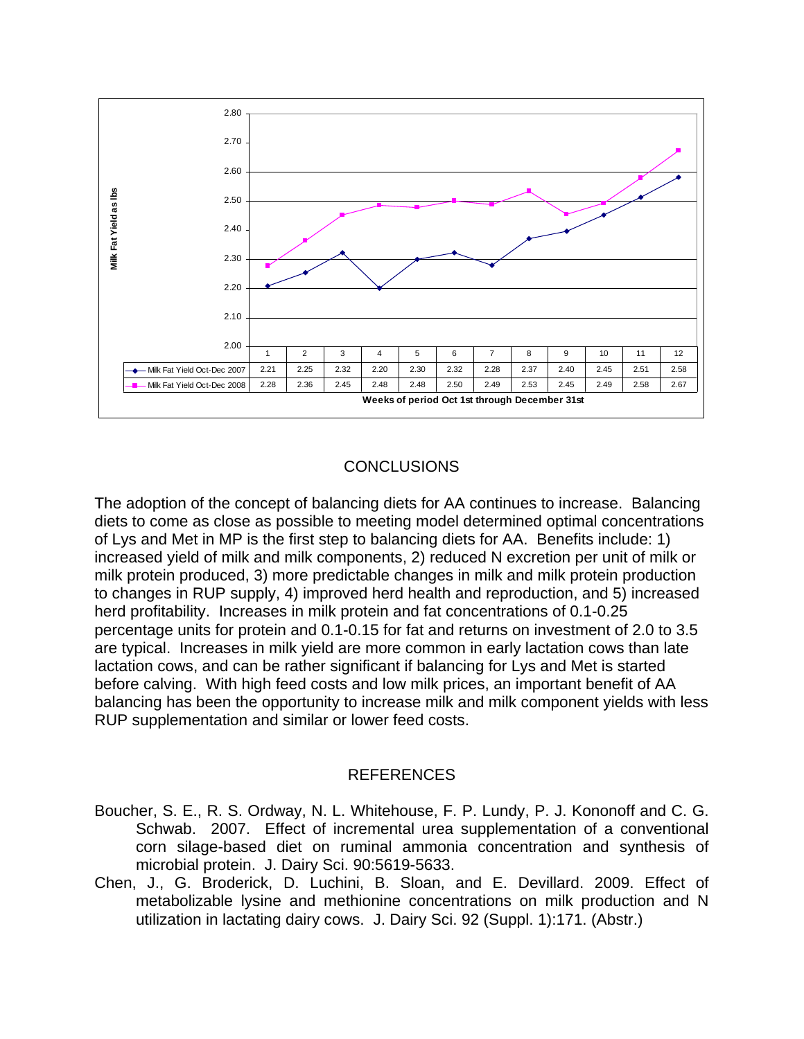| | 1 | 2 | 3 | 4 | 5 | 6 | 7 | 8 | 9 | 10 | 11 | 12 |
|---|---|---|---|---|---|---|---|---|---|---|---|---|
| Milk Fat Yield Oct-Dec 2007 | 2.21 | 2.25 | 2.32 | 2.20 | 2.30 | 2.32 | 2.28 | 2.37 | 2.40 | 2.45 | 2.51 | 2.58 |
| Milk Fat Yield Oct-Dec 2008 | 2.28 | 2.36 | 2.45 | 2.48 | 2.48 | 2.50 | 2.49 | 2.53 | 2.45 | 2.49 | 2.58 | 2.67 |

Milk Fat Yield as lbs

Weeks of period Oct 1st through December 31st

## CONCLUSIONS

The adoption of the concept of balancing diets for AA continues to increase. Balancing diets to come as close as possible to meeting model determined optimal concentrations of Lys and Met in MP is the first step to balancing diets for AA. Benefits include: 1) increased yield of milk and milk components, 2) reduced N excretion per unit of milk or milk protein produced, 3) more predictable changes in milk and milk protein production to changes in RUP supply, 4) improved herd health and reproduction, and 5) increased herd profitability. Increases in milk protein and fat concentrations of 0.1-0.25 percentage units for protein and 0.1-0.15 for fat and returns on investment of 2.0 to 3.5 are typical. Increases in milk yield are more common in early lactation cows than late lactation cows, and can be rather significant if balancing for Lys and Met is started before calving. With high feed costs and low milk prices, an important benefit of AA balancing has been the opportunity to increase milk and milk component yields with less RUP supplementation and similar or lower feed costs.

## REFERENCES

Boucher, S. E., R. S. Ordway, N. L. Whitehouse, F. P. Lundy, P. J. Kononoff and C. G. Schwab. 2007. Effect of incremental urea supplementation of a conventional corn silage-based diet on ruminal ammonia concentration and synthesis of microbial protein. J. Dairy Sci. 90:5619-5633.

Chen, J., G. Broderick, D. Luchini, B. Sloan, and E. Devillard. 2009. Effect of metabolizable lysine and methionine concentrations on milk production and N utilization in lactating dairy cows. J. Dairy Sci. 92 (Suppl. 1):171. (Abstr.)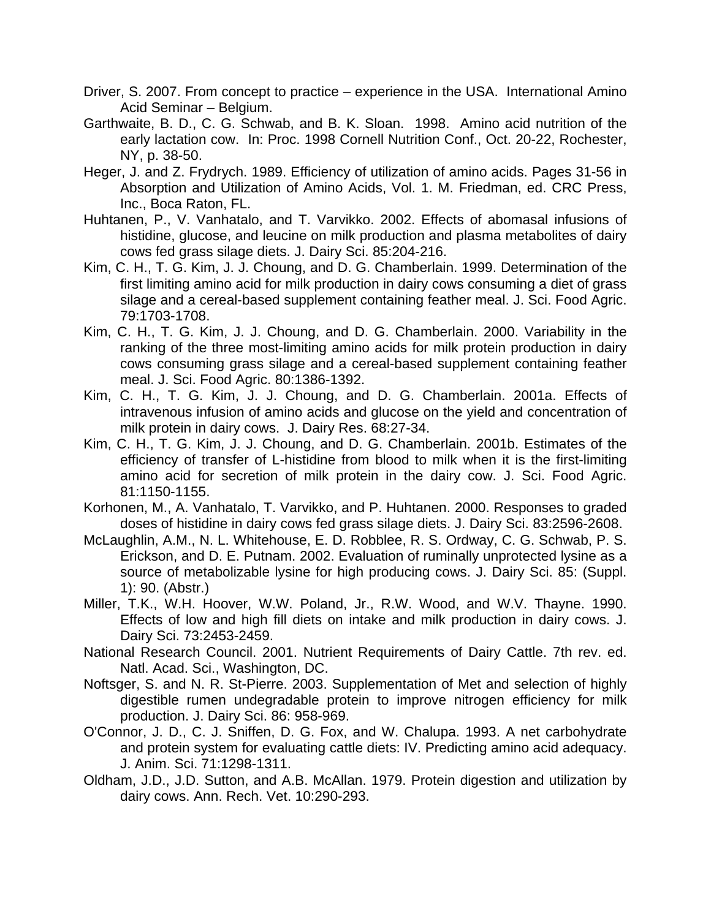Driver, S. 2007. From concept to practice – experience in the USA. International Amino Acid Seminar – Belgium.

Garthwaite, B. D., C. G. Schwab, and B. K. Sloan. 1998. Amino acid nutrition of the early lactation cow. In: Proc. 1998 Cornell Nutrition Conf., Oct. 20-22, Rochester, NY, p. 38-50.

Heger, J. and Z. Frydrych. 1989. Efficiency of utilization of amino acids. Pages 31-56 in Absorption and Utilization of Amino Acids, Vol. 1. M. Friedman, ed. CRC Press, Inc., Boca Raton, FL.

Huhtanen, P., V. Vanhatalo, and T. Varvikko. 2002. Effects of abomasal infusions of histidine, glucose, and leucine on milk production and plasma metabolites of dairy cows fed grass silage diets. J. Dairy Sci. 85:204-216.

Kim, C. H., T. G. Kim, J. J. Choung, and D. G. Chamberlain. 1999. Determination of the first limiting amino acid for milk production in dairy cows consuming a diet of grass silage and a cereal-based supplement containing feather meal. J. Sci. Food Agric. 79:1703-1708.

Kim, C. H., T. G. Kim, J. J. Choung, and D. G. Chamberlain. 2000. Variability in the ranking of the three most-limiting amino acids for milk protein production in dairy cows consuming grass silage and a cereal-based supplement containing feather meal. J. Sci. Food Agric. 80:1386-1392.

Kim, C. H., T. G. Kim, J. J. Choung, and D. G. Chamberlain. 2001a. Effects of intravenous infusion of amino acids and glucose on the yield and concentration of milk protein in dairy cows. J. Dairy Res. 68:27-34.

Kim, C. H., T. G. Kim, J. J. Choung, and D. G. Chamberlain. 2001b. Estimates of the efficiency of transfer of L-histidine from blood to milk when it is the first-limiting amino acid for secretion of milk protein in the dairy cow. J. Sci. Food Agric. 81:1150-1155.

Korhonen, M., A. Vanhatalo, T. Varvikko, and P. Huhtanen. 2000. Responses to graded doses of histidine in dairy cows fed grass silage diets. J. Dairy Sci. 83:2596-2608.

McLaughlin, A.M., N. L. Whitehouse, E. D. Robblee, R. S. Ordway, C. G. Schwab, P. S. Erickson, and D. E. Putnam. 2002. Evaluation of ruminally unprotected lysine as a source of metabolizable lysine for high producing cows. J. Dairy Sci. 85: (Suppl. 1): 90. (Abstr.)

Miller, T.K., W.H. Hoover, W.W. Poland, Jr., R.W. Wood, and W.V. Thayne. 1990. Effects of low and high fill diets on intake and milk production in dairy cows. J. Dairy Sci. 73:2453-2459.

National Research Council. 2001. Nutrient Requirements of Dairy Cattle. 7th rev. ed. Natl. Acad. Sci., Washington, DC.

Noftsger, S. and N. R. St-Pierre. 2003. Supplementation of Met and selection of highly digestible rumen undegradable protein to improve nitrogen efficiency for milk production. J. Dairy Sci. 86: 958-969.

O'Connor, J. D., C. J. Sniffen, D. G. Fox, and W. Chalupa. 1993. A net carbohydrate and protein system for evaluating cattle diets: IV. Predicting amino acid adequacy. J. Anim. Sci. 71:1298-1311.

Oldham, J.D., J.D. Sutton, and A.B. McAllan. 1979. Protein digestion and utilization by dairy cows. Ann. Rech. Vet. 10:290-293.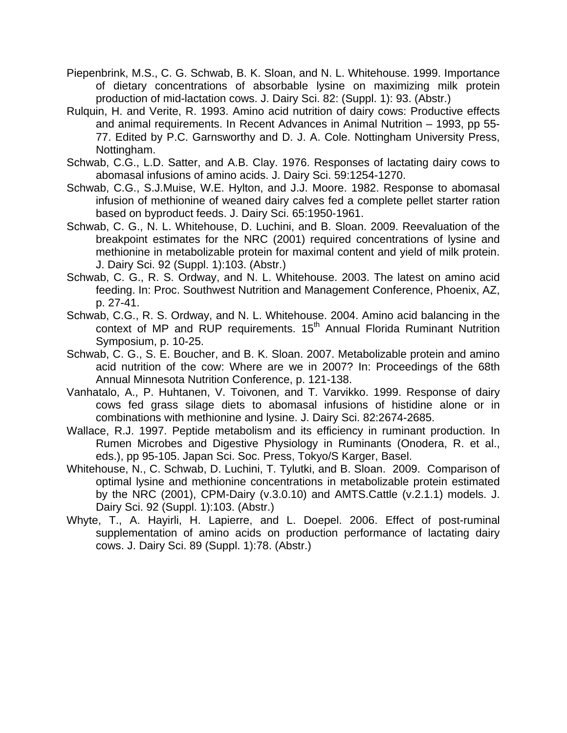Piepenbrink, M.S., C. G. Schwab, B. K. Sloan, and N. L. Whitehouse. 1999. Importance of dietary concentrations of absorbable lysine on maximizing milk protein production of mid-lactation cows. J. Dairy Sci. 82: (Suppl. 1): 93. (Abstr.)

Rulquin, H. and Verite, R. 1993. Amino acid nutrition of dairy cows: Productive effects and animal requirements. In Recent Advances in Animal Nutrition – 1993, pp 55-77. Edited by P.C. Garnsworthy and D. J. A. Cole. Nottingham University Press, Nottingham.

Schwab, C.G., L.D. Satter, and A.B. Clay. 1976. Responses of lactating dairy cows to abomasal infusions of amino acids. J. Dairy Sci. 59:1254-1270.

Schwab, C.G., S.J.Muise, W.E. Hylton, and J.J. Moore. 1982. Response to abomasal infusion of methionine of weaned dairy calves fed a complete pellet starter ration based on byproduct feeds. J. Dairy Sci. 65:1950-1961.

Schwab, C. G., N. L. Whitehouse, D. Luchini, and B. Sloan. 2009. Reevaluation of the breakpoint estimates for the NRC (2001) required concentrations of lysine and methionine in metabolizable protein for maximal content and yield of milk protein. J. Dairy Sci. 92 (Suppl. 1):103. (Abstr.)

Schwab, C. G., R. S. Ordway, and N. L. Whitehouse. 2003. The latest on amino acid feeding. In: Proc. Southwest Nutrition and Management Conference, Phoenix, AZ, p. 27-41.

Schwab, C.G., R. S. Ordway, and N. L. Whitehouse. 2004. Amino acid balancing in the context of MP and RUP requirements. 15th Annual Florida Ruminant Nutrition Symposium, p. 10-25.

Schwab, C. G., S. E. Boucher, and B. K. Sloan. 2007. Metabolizable protein and amino acid nutrition of the cow: Where are we in 2007? In: Proceedings of the 68th Annual Minnesota Nutrition Conference, p. 121-138.

Vanhatalo, A., P. Huhtanen, V. Toivonen, and T. Varvikko. 1999. Response of dairy cows fed grass silage diets to abomasal infusions of histidine alone or in combinations with methionine and lysine. J. Dairy Sci. 82:2674-2685.

Wallace, R.J. 1997. Peptide metabolism and its efficiency in ruminant production. In Rumen Microbes and Digestive Physiology in Ruminants (Onodera, R. et al., eds.), pp 95-105. Japan Sci. Soc. Press, Tokyo/S Karger, Basel.

Whitehouse, N., C. Schwab, D. Luchini, T. Tylutki, and B. Sloan. 2009. Comparison of optimal lysine and methionine concentrations in metabolizable protein estimated by the NRC (2001), CPM-Dairy (v.3.0.10) and AMTS.Cattle (v.2.1.1) models. J. Dairy Sci. 92 (Suppl. 1):103. (Abstr.)

Whyte, T., A. Hayirli, H. Lapierre, and L. Doepel. 2006. Effect of post-ruminal supplementation of amino acids on production performance of lactating dairy cows. J. Dairy Sci. 89 (Suppl. 1):78. (Abstr.)